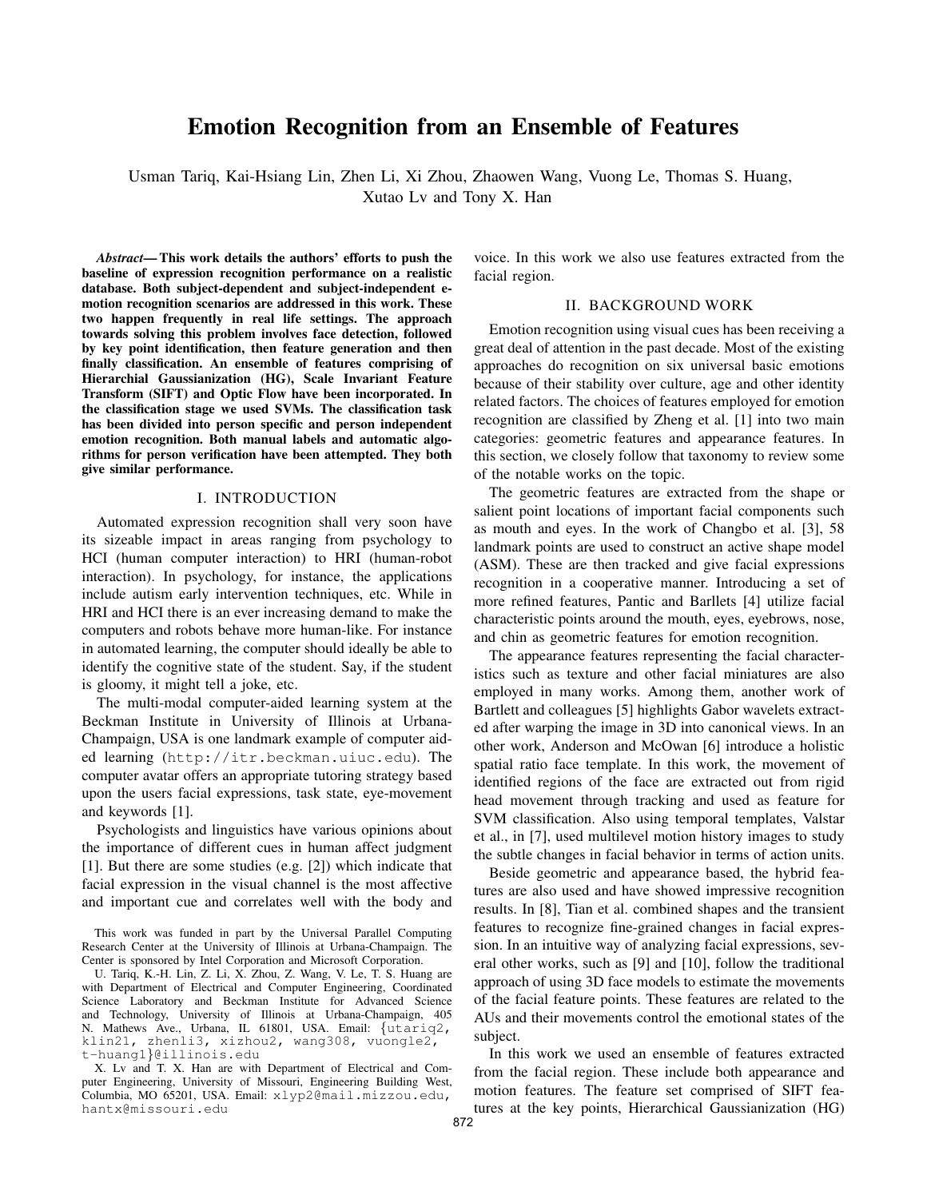# Emotion Recognition from an Ensemble of Features

Usman Tariq, Kai-Hsiang Lin, Zhen Li, Xi Zhou, Zhaowen Wang, Vuong Le, Thomas S. Huang, Xutao Lv and Tony X. Han

***Abstract*— This work details the authors' efforts to push the baseline of expression recognition performance on a realistic database. Both subject-dependent and subject-independent emotion recognition scenarios are addressed in this work. These two happen frequently in real life settings. The approach towards solving this problem involves face detection, followed by key point identification, then feature generation and then finally classification. An ensemble of features comprising of Hierarchial Gaussianization (HG), Scale Invariant Feature Transform (SIFT) and Optic Flow have been incorporated. In the classification stage we used SVMs. The classification task has been divided into person specific and person independent emotion recognition. Both manual labels and automatic algorithms for person verification have been attempted. They both give similar performance.**

## I. INTRODUCTION

Automated expression recognition shall very soon have its sizeable impact in areas ranging from psychology to HCI (human computer interaction) to HRI (human-robot interaction). In psychology, for instance, the applications include autism early intervention techniques, etc. While in HRI and HCI there is an ever increasing demand to make the computers and robots behave more human-like. For instance in automated learning, the computer should ideally be able to identify the cognitive state of the student. Say, if the student is gloomy, it might tell a joke, etc.

The multi-modal computer-aided learning system at the Beckman Institute in University of Illinois at Urbana-Champaign, USA is one landmark example of computer aided learning (`http://itr.beckman.uiuc.edu`). The computer avatar offers an appropriate tutoring strategy based upon the users facial expressions, task state, eye-movement and keywords [1].

Psychologists and linguistics have various opinions about the importance of different cues in human affect judgment [1]. But there are some studies (e.g. [2]) which indicate that facial expression in the visual channel is the most affective and important cue and correlates well with the body and voice. In this work we also use features extracted from the facial region.

This work was funded in part by the Universal Parallel Computing Research Center at the University of Illinois at Urbana-Champaign. The Center is sponsored by Intel Corporation and Microsoft Corporation.

U. Tariq, K.-H. Lin, Z. Li, X. Zhou, Z. Wang, V. Le, T. S. Huang are with Department of Electrical and Computer Engineering, Coordinated Science Laboratory and Beckman Institute for Advanced Science and Technology, University of Illinois at Urbana-Champaign, 405 N. Mathews Ave., Urbana, IL 61801, USA. Email: {utariq2, klin21, zhenli3, xizhou2, wang308, vuongle2, t-huang1}@illinois.edu

X. Lv and T. X. Han are with Department of Electrical and Computer Engineering, University of Missouri, Engineering Building West, Columbia, MO 65201, USA. Email: xlyp2@mail.mizzou.edu, hantx@missouri.edu

## II. BACKGROUND WORK

Emotion recognition using visual cues has been receiving a great deal of attention in the past decade. Most of the existing approaches do recognition on six universal basic emotions because of their stability over culture, age and other identity related factors. The choices of features employed for emotion recognition are classified by Zheng et al. [1] into two main categories: geometric features and appearance features. In this section, we closely follow that taxonomy to review some of the notable works on the topic.

The geometric features are extracted from the shape or salient point locations of important facial components such as mouth and eyes. In the work of Changbo et al. [3], 58 landmark points are used to construct an active shape model (ASM). These are then tracked and give facial expressions recognition in a cooperative manner. Introducing a set of more refined features, Pantic and Barllets [4] utilize facial characteristic points around the mouth, eyes, eyebrows, nose, and chin as geometric features for emotion recognition.

The appearance features representing the facial characteristics such as texture and other facial miniatures are also employed in many works. Among them, another work of Bartlett and colleagues [5] highlights Gabor wavelets extracted after warping the image in 3D into canonical views. In an other work, Anderson and McOwan [6] introduce a holistic spatial ratio face template. In this work, the movement of identified regions of the face are extracted out from rigid head movement through tracking and used as feature for SVM classification. Also using temporal templates, Valstar et al., in [7], used multilevel motion history images to study the subtle changes in facial behavior in terms of action units.

Beside geometric and appearance based, the hybrid features are also used and have showed impressive recognition results. In [8], Tian et al. combined shapes and the transient features to recognize fine-grained changes in facial expression. In an intuitive way of analyzing facial expressions, several other works, such as [9] and [10], follow the traditional approach of using 3D face models to estimate the movements of the facial feature points. These features are related to the AUs and their movements control the emotional states of the subject.

In this work we used an ensemble of features extracted from the facial region. These include both appearance and motion features. The feature set comprised of SIFT features at the key points, Hierarchical Gaussianization (HG)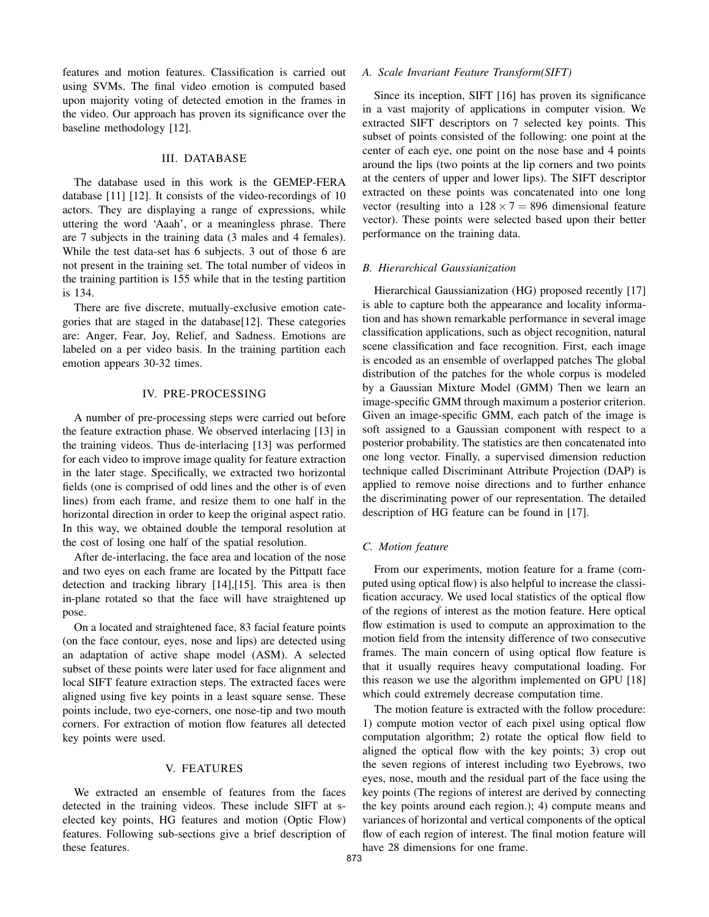features and motion features. Classification is carried out using SVMs. The final video emotion is computed based upon majority voting of detected emotion in the frames in the video. Our approach has proven its significance over the baseline methodology [12].

## III. Database

The database used in this work is the GEMEP-FERA database [11] [12]. It consists of the video-recordings of 10 actors. They are displaying a range of expressions, while uttering the word 'Aaah', or a meaningless phrase. There are 7 subjects in the training data (3 males and 4 females). While the test data-set has 6 subjects. 3 out of those 6 are not present in the training set. The total number of videos in the training partition is 155 while that in the testing partition is 134.

There are five discrete, mutually-exclusive emotion categories that are staged in the database[12]. These categories are: Anger, Fear, Joy, Relief, and Sadness. Emotions are labeled on a per video basis. In the training partition each emotion appears 30-32 times.

## IV. Pre-processing

A number of pre-processing steps were carried out before the feature extraction phase. We observed interlacing [13] in the training videos. Thus de-interlacing [13] was performed for each video to improve image quality for feature extraction in the later stage. Specifically, we extracted two horizontal fields (one is comprised of odd lines and the other is of even lines) from each frame, and resize them to one half in the horizontal direction in order to keep the original aspect ratio. In this way, we obtained double the temporal resolution at the cost of losing one half of the spatial resolution.

After de-interlacing, the face area and location of the nose and two eyes on each frame are located by the Pittpatt face detection and tracking library [14],[15]. This area is then in-plane rotated so that the face will have straightened up pose.

On a located and straightened face, 83 facial feature points (on the face contour, eyes, nose and lips) are detected using an adaptation of active shape model (ASM). A selected subset of these points were later used for face alignment and local SIFT feature extraction steps. The extracted faces were aligned using five key points in a least square sense. These points include, two eye-corners, one nose-tip and two mouth corners. For extraction of motion flow features all detected key points were used.

## V. Features

We extracted an ensemble of features from the faces detected in the training videos. These include SIFT at selected key points, HG features and motion (Optic Flow) features. Following sub-sections give a brief description of these features.

### *A. Scale Invariant Feature Transform(SIFT)*

Since its inception, SIFT [16] has proven its significance in a vast majority of applications in computer vision. We extracted SIFT descriptors on 7 selected key points. This subset of points consisted of the following: one point at the center of each eye, one point on the nose base and 4 points around the lips (two points at the lip corners and two points at the centers of upper and lower lips). The SIFT descriptor extracted on these points was concatenated into one long vector (resulting into a $128 \times 7 = 896$ dimensional feature vector). These points were selected based upon their better performance on the training data.

### *B. Hierarchical Gaussianization*

Hierarchical Gaussianization (HG) proposed recently [17] is able to capture both the appearance and locality information and has shown remarkable performance in several image classification applications, such as object recognition, natural scene classification and face recognition. First, each image is encoded as an ensemble of overlapped patches The global distribution of the patches for the whole corpus is modeled by a Gaussian Mixture Model (GMM) Then we learn an image-specific GMM through maximum a posterior criterion. Given an image-specific GMM, each patch of the image is soft assigned to a Gaussian component with respect to a posterior probability. The statistics are then concatenated into one long vector. Finally, a supervised dimension reduction technique called Discriminant Attribute Projection (DAP) is applied to remove noise directions and to further enhance the discriminating power of our representation. The detailed description of HG feature can be found in [17].

### *C. Motion feature*

From our experiments, motion feature for a frame (computed using optical flow) is also helpful to increase the classification accuracy. We used local statistics of the optical flow of the regions of interest as the motion feature. Here optical flow estimation is used to compute an approximation to the motion field from the intensity difference of two consecutive frames. The main concern of using optical flow feature is that it usually requires heavy computational loading. For this reason we use the algorithm implemented on GPU [18] which could extremely decrease computation time.

The motion feature is extracted with the follow procedure: 1) compute motion vector of each pixel using optical flow computation algorithm; 2) rotate the optical flow field to aligned the optical flow with the key points; 3) crop out the seven regions of interest including two Eyebrows, two eyes, nose, mouth and the residual part of the face using the key points (The regions of interest are derived by connecting the key points around each region.); 4) compute means and variances of horizontal and vertical components of the optical flow of each region of interest. The final motion feature will have 28 dimensions for one frame.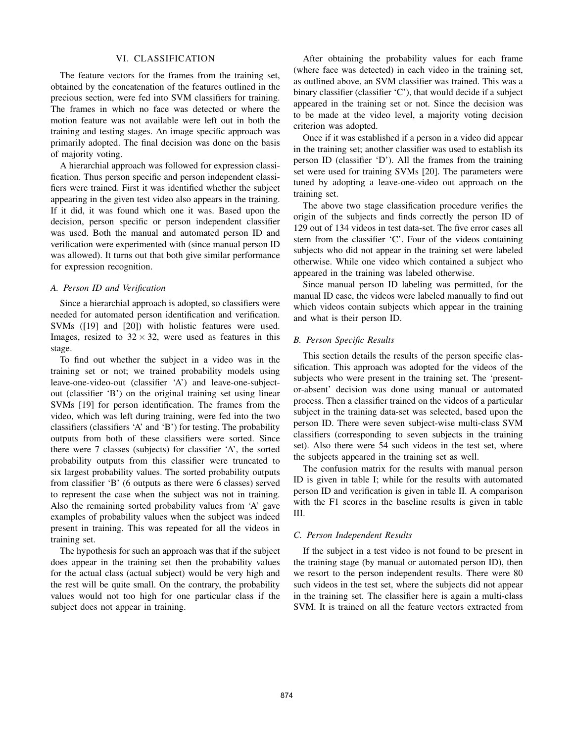## VI. CLASSIFICATION

The feature vectors for the frames from the training set, obtained by the concatenation of the features outlined in the precious section, were fed into SVM classifiers for training. The frames in which no face was detected or where the motion feature was not available were left out in both the training and testing stages. An image specific approach was primarily adopted. The final decision was done on the basis of majority voting.

A hierarchial approach was followed for expression classification. Thus person specific and person independent classifiers were trained. First it was identified whether the subject appearing in the given test video also appears in the training. If it did, it was found which one it was. Based upon the decision, person specific or person independent classifier was used. Both the manual and automated person ID and verification were experimented with (since manual person ID was allowed). It turns out that both give similar performance for expression recognition.

### A. Person ID and Verification

Since a hierarchial approach is adopted, so classifiers were needed for automated person identification and verification. SVMs ([19] and [20]) with holistic features were used. Images, resized to $32 \times 32$, were used as features in this stage.

To find out whether the subject in a video was in the training set or not; we trained probability models using leave-one-video-out (classifier 'A') and leave-one-subject-out (classifier 'B') on the original training set using linear SVMs [19] for person identification. The frames from the video, which was left during training, were fed into the two classifiers (classifiers 'A' and 'B') for testing. The probability outputs from both of these classifiers were sorted. Since there were 7 classes (subjects) for classifier 'A', the sorted probability outputs from this classifier were truncated to six largest probability values. The sorted probability outputs from classifier 'B' (6 outputs as there were 6 classes) served to represent the case when the subject was not in training. Also the remaining sorted probability values from 'A' gave examples of probability values when the subject was indeed present in training. This was repeated for all the videos in training set.

The hypothesis for such an approach was that if the subject does appear in the training set then the probability values for the actual class (actual subject) would be very high and the rest will be quite small. On the contrary, the probability values would not too high for one particular class if the subject does not appear in training.

After obtaining the probability values for each frame (where face was detected) in each video in the training set, as outlined above, an SVM classifier was trained. This was a binary classifier (classifier 'C'), that would decide if a subject appeared in the training set or not. Since the decision was to be made at the video level, a majority voting decision criterion was adopted.

Once if it was established if a person in a video did appear in the training set; another classifier was used to establish its person ID (classifier 'D'). All the frames from the training set were used for training SVMs [20]. The parameters were tuned by adopting a leave-one-video out approach on the training set.

The above two stage classification procedure verifies the origin of the subjects and finds correctly the person ID of 129 out of 134 videos in test data-set. The five error cases all stem from the classifier 'C'. Four of the videos containing subjects who did not appear in the training set were labeled otherwise. While one video which contained a subject who appeared in the training was labeled otherwise.

Since manual person ID labeling was permitted, for the manual ID case, the videos were labeled manually to find out which videos contain subjects which appear in the training and what is their person ID.

### B. Person Specific Results

This section details the results of the person specific classification. This approach was adopted for the videos of the subjects who were present in the training set. The 'present-or-absent' decision was done using manual or automated process. Then a classifier trained on the videos of a particular subject in the training data-set was selected, based upon the person ID. There were seven subject-wise multi-class SVM classifiers (corresponding to seven subjects in the training set). Also there were 54 such videos in the test set, where the subjects appeared in the training set as well.

The confusion matrix for the results with manual person ID is given in table I; while for the results with automated person ID and verification is given in table II. A comparison with the F1 scores in the baseline results is given in table III.

### C. Person Independent Results

If the subject in a test video is not found to be present in the training stage (by manual or automated person ID), then we resort to the person independent results. There were 80 such videos in the test set, where the subjects did not appear in the training set. The classifier here is again a multi-class SVM. It is trained on all the feature vectors extracted from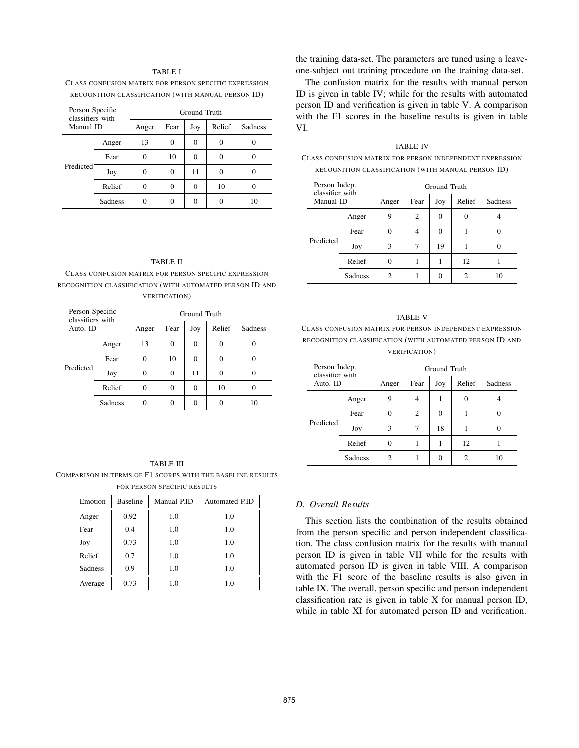TABLE I

CLASS CONFUSION MATRIX FOR PERSON SPECIFIC EXPRESSION RECOGNITION CLASSIFICATION (WITH MANUAL PERSON ID)

| Person Specific classifiers with Manual ID | | Ground Truth | | | | |
|---|---|---|---|---|---|---|
| | | Anger | Fear | Joy | Relief | Sadness |
| Predicted | Anger | 13 | 0 | 0 | 0 | 0 |
| | Fear | 0 | 10 | 0 | 0 | 0 |
| | Joy | 0 | 0 | 11 | 0 | 0 |
| | Relief | 0 | 0 | 0 | 10 | 0 |
| | Sadness | 0 | 0 | 0 | 0 | 10 |

TABLE II

CLASS CONFUSION MATRIX FOR PERSON SPECIFIC EXPRESSION RECOGNITION CLASSIFICATION (WITH AUTOMATED PERSON ID AND VERIFICATION)

| Person Specific classifiers with Auto. ID | | Ground Truth | | | | |
|---|---|---|---|---|---|---|
| | | Anger | Fear | Joy | Relief | Sadness |
| Predicted | Anger | 13 | 0 | 0 | 0 | 0 |
| | Fear | 0 | 10 | 0 | 0 | 0 |
| | Joy | 0 | 0 | 11 | 0 | 0 |
| | Relief | 0 | 0 | 0 | 10 | 0 |
| | Sadness | 0 | 0 | 0 | 0 | 10 |

TABLE III

COMPARISON IN TERMS OF F1 SCORES WITH THE BASELINE RESULTS FOR PERSON SPECIFIC RESULTS

| Emotion | Baseline | Manual P.ID | Automated P.ID |
|---|---|---|---|
| Anger | 0.92 | 1.0 | 1.0 |
| Fear | 0.4 | 1.0 | 1.0 |
| Joy | 0.73 | 1.0 | 1.0 |
| Relief | 0.7 | 1.0 | 1.0 |
| Sadness | 0.9 | 1.0 | 1.0 |
| Average | 0.73 | 1.0 | 1.0 |

the training data-set. The parameters are tuned using a leave-one-subject out training procedure on the training data-set.

The confusion matrix for the results with manual person ID is given in table IV; while for the results with automated person ID and verification is given in table V. A comparison with the F1 scores in the baseline results is given in table VI.

TABLE IV

CLASS CONFUSION MATRIX FOR PERSON INDEPENDENT EXPRESSION RECOGNITION CLASSIFICATION (WITH MANUAL PERSON ID)

| Person Indep. classifier with Manual ID | | Ground Truth | | | | |
|---|---|---|---|---|---|---|
| | | Anger | Fear | Joy | Relief | Sadness |
| Predicted | Anger | 9 | 2 | 0 | 0 | 4 |
| | Fear | 0 | 4 | 0 | 1 | 0 |
| | Joy | 3 | 7 | 19 | 1 | 0 |
| | Relief | 0 | 1 | 1 | 12 | 1 |
| | Sadness | 2 | 1 | 0 | 2 | 10 |

TABLE V

CLASS CONFUSION MATRIX FOR PERSON INDEPENDENT EXPRESSION RECOGNITION CLASSIFICATION (WITH AUTOMATED PERSON ID AND VERIFICATION)

| Person Indep. classifier with Auto. ID | | Ground Truth | | | | |
|---|---|---|---|---|---|---|
| | | Anger | Fear | Joy | Relief | Sadness |
| Predicted | Anger | 9 | 4 | 1 | 0 | 4 |
| | Fear | 0 | 2 | 0 | 1 | 0 |
| | Joy | 3 | 7 | 18 | 1 | 0 |
| | Relief | 0 | 1 | 1 | 12 | 1 |
| | Sadness | 2 | 1 | 0 | 2 | 10 |

### D. Overall Results

This section lists the combination of the results obtained from the person specific and person independent classification. The class confusion matrix for the results with manual person ID is given in table VII while for the results with automated person ID is given in table VIII. A comparison with the F1 score of the baseline results is also given in table IX. The overall, person specific and person independent classification rate is given in table X for manual person ID, while in table XI for automated person ID and verification.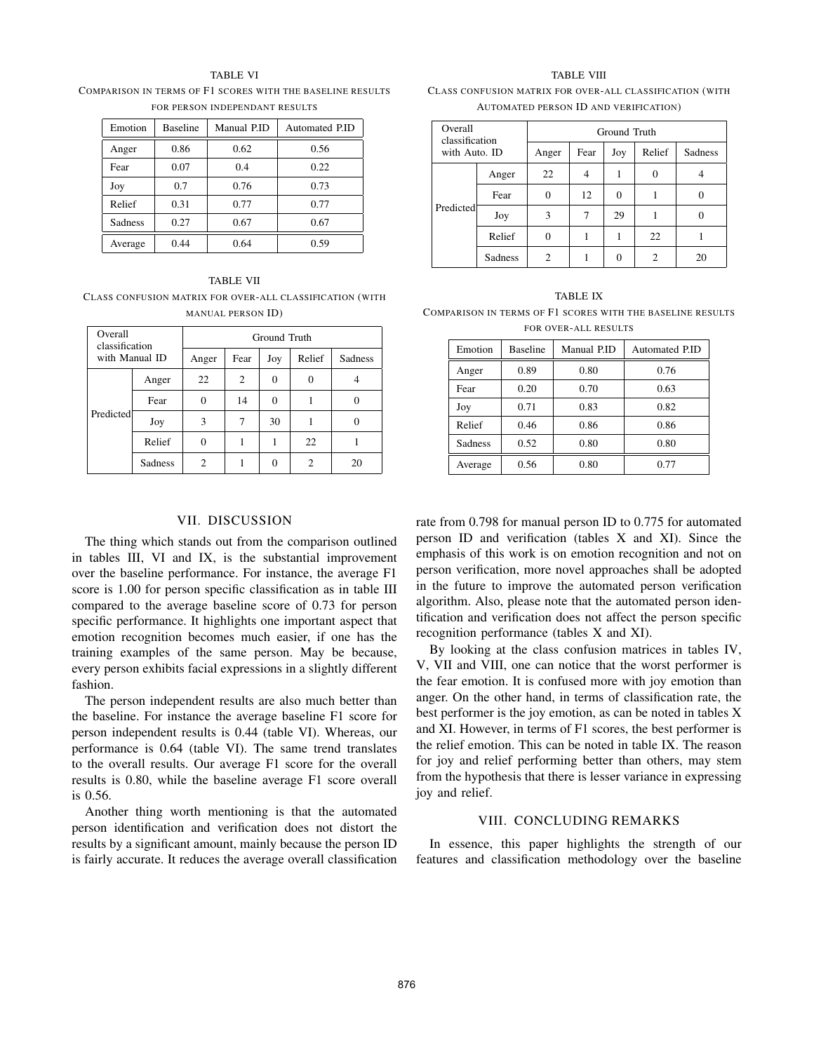TABLE VI

COMPARISON IN TERMS OF F1 SCORES WITH THE BASELINE RESULTS FOR PERSON INDEPENDANT RESULTS

| Emotion | Baseline | Manual P.ID | Automated P.ID |
|---|---|---|---|
| Anger | 0.86 | 0.62 | 0.56 |
| Fear | 0.07 | 0.4 | 0.22 |
| Joy | 0.7 | 0.76 | 0.73 |
| Relief | 0.31 | 0.77 | 0.77 |
| Sadness | 0.27 | 0.67 | 0.67 |
| Average | 0.44 | 0.64 | 0.59 |

TABLE VII

CLASS CONFUSION MATRIX FOR OVER-ALL CLASSIFICATION (WITH MANUAL PERSON ID)

| Overall classification with Manual ID | | Ground Truth | | | | |
|---|---|---|---|---|---|---|
| | | Anger | Fear | Joy | Relief | Sadness |
| Predicted | Anger | 22 | 2 | 0 | 0 | 4 |
| | Fear | 0 | 14 | 0 | 1 | 0 |
| | Joy | 3 | 7 | 30 | 1 | 0 |
| | Relief | 0 | 1 | 1 | 22 | 1 |
| | Sadness | 2 | 1 | 0 | 2 | 20 |

TABLE VIII

CLASS CONFUSION MATRIX FOR OVER-ALL CLASSIFICATION (WITH AUTOMATED PERSON ID AND VERIFICATION)

| Overall classification with Auto. ID | | Ground Truth | | | | |
|---|---|---|---|---|---|---|
| | | Anger | Fear | Joy | Relief | Sadness |
| Predicted | Anger | 22 | 4 | 1 | 0 | 4 |
| | Fear | 0 | 12 | 0 | 1 | 0 |
| | Joy | 3 | 7 | 29 | 1 | 0 |
| | Relief | 0 | 1 | 1 | 22 | 1 |
| | Sadness | 2 | 1 | 0 | 2 | 20 |

TABLE IX

COMPARISON IN TERMS OF F1 SCORES WITH THE BASELINE RESULTS FOR OVER-ALL RESULTS

| Emotion | Baseline | Manual P.ID | Automated P.ID |
|---|---|---|---|
| Anger | 0.89 | 0.80 | 0.76 |
| Fear | 0.20 | 0.70 | 0.63 |
| Joy | 0.71 | 0.83 | 0.82 |
| Relief | 0.46 | 0.86 | 0.86 |
| Sadness | 0.52 | 0.80 | 0.80 |
| Average | 0.56 | 0.80 | 0.77 |

## VII. DISCUSSION

The thing which stands out from the comparison outlined in tables III, VI and IX, is the substantial improvement over the baseline performance. For instance, the average F1 score is 1.00 for person specific classification as in table III compared to the average baseline score of 0.73 for person specific performance. It highlights one important aspect that emotion recognition becomes much easier, if one has the training examples of the same person. May be because, every person exhibits facial expressions in a slightly different fashion.

The person independent results are also much better than the baseline. For instance the average baseline F1 score for person independent results is 0.44 (table VI). Whereas, our performance is 0.64 (table VI). The same trend translates to the overall results. Our average F1 score for the overall results is 0.80, while the baseline average F1 score overall is 0.56.

Another thing worth mentioning is that the automated person identification and verification does not distort the results by a significant amount, mainly because the person ID is fairly accurate. It reduces the average overall classification rate from 0.798 for manual person ID to 0.775 for automated person ID and verification (tables X and XI). Since the emphasis of this work is on emotion recognition and not on person verification, more novel approaches shall be adopted in the future to improve the automated person verification algorithm. Also, please note that the automated person identification and verification does not affect the person specific recognition performance (tables X and XI).

By looking at the class confusion matrices in tables IV, V, VII and VIII, one can notice that the worst performer is the fear emotion. It is confused more with joy emotion than anger. On the other hand, in terms of classification rate, the best performer is the joy emotion, as can be noted in tables X and XI. However, in terms of F1 scores, the best performer is the relief emotion. This can be noted in table IX. The reason for joy and relief performing better than others, may stem from the hypothesis that there is lesser variance in expressing joy and relief.

## VIII. CONCLUDING REMARKS

In essence, this paper highlights the strength of our features and classification methodology over the baseline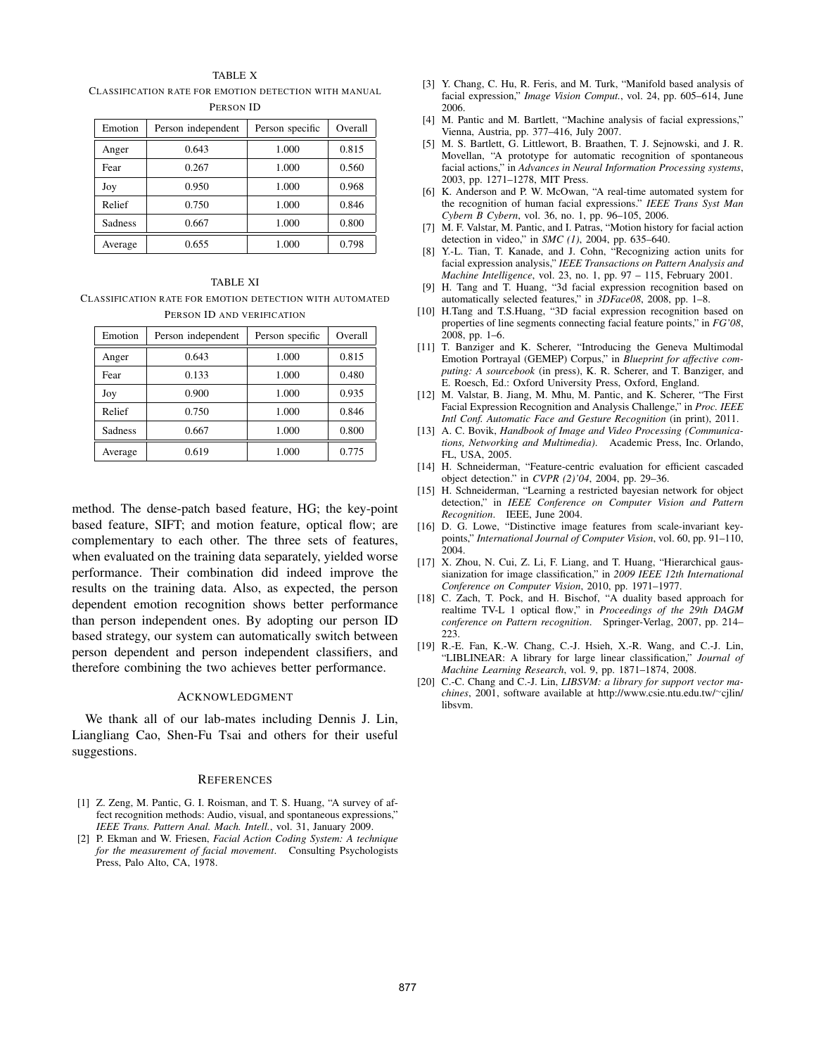TABLE X

CLASSIFICATION RATE FOR EMOTION DETECTION WITH MANUAL PERSON ID

| Emotion | Person independent | Person specific | Overall |
|---|---|---|---|
| Anger | 0.643 | 1.000 | 0.815 |
| Fear | 0.267 | 1.000 | 0.560 |
| Joy | 0.950 | 1.000 | 0.968 |
| Relief | 0.750 | 1.000 | 0.846 |
| Sadness | 0.667 | 1.000 | 0.800 |
| Average | 0.655 | 1.000 | 0.798 |

TABLE XI

CLASSIFICATION RATE FOR EMOTION DETECTION WITH AUTOMATED PERSON ID AND VERIFICATION

| Emotion | Person independent | Person specific | Overall |
|---|---|---|---|
| Anger | 0.643 | 1.000 | 0.815 |
| Fear | 0.133 | 1.000 | 0.480 |
| Joy | 0.900 | 1.000 | 0.935 |
| Relief | 0.750 | 1.000 | 0.846 |
| Sadness | 0.667 | 1.000 | 0.800 |
| Average | 0.619 | 1.000 | 0.775 |

method. The dense-patch based feature, HG; the key-point based feature, SIFT; and motion feature, optical flow; are complementary to each other. The three sets of features, when evaluated on the training data separately, yielded worse performance. Their combination did indeed improve the results on the training data. Also, as expected, the person dependent emotion recognition shows better performance than person independent ones. By adopting our person ID based strategy, our system can automatically switch between person dependent and person independent classifiers, and therefore combining the two achieves better performance.

## ACKNOWLEDGMENT

We thank all of our lab-mates including Dennis J. Lin, Liangliang Cao, Shen-Fu Tsai and others for their useful suggestions.

## REFERENCES

[1] Z. Zeng, M. Pantic, G. I. Roisman, and T. S. Huang, "A survey of affect recognition methods: Audio, visual, and spontaneous expressions," *IEEE Trans. Pattern Anal. Mach. Intell.*, vol. 31, January 2009.

[2] P. Ekman and W. Friesen, *Facial Action Coding System: A technique for the measurement of facial movement*. Consulting Psychologists Press, Palo Alto, CA, 1978.

[3] Y. Chang, C. Hu, R. Feris, and M. Turk, "Manifold based analysis of facial expression," *Image Vision Comput.*, vol. 24, pp. 605–614, June 2006.

[4] M. Pantic and M. Bartlett, "Machine analysis of facial expressions," Vienna, Austria, pp. 377–416, July 2007.

[5] M. S. Bartlett, G. Littlewort, B. Braathen, T. J. Sejnowski, and J. R. Movellan, "A prototype for automatic recognition of spontaneous facial actions," in *Advances in Neural Information Processing systems*, 2003, pp. 1271–1278, MIT Press.

[6] K. Anderson and P. W. McOwan, "A real-time automated system for the recognition of human facial expressions." *IEEE Trans Syst Man Cybern B Cybern*, vol. 36, no. 1, pp. 96–105, 2006.

[7] M. F. Valstar, M. Pantic, and I. Patras, "Motion history for facial action detection in video," in *SMC (1)*, 2004, pp. 635–640.

[8] Y.-L. Tian, T. Kanade, and J. Cohn, "Recognizing action units for facial expression analysis," *IEEE Transactions on Pattern Analysis and Machine Intelligence*, vol. 23, no. 1, pp. 97 – 115, February 2001.

[9] H. Tang and T. Huang, "3d facial expression recognition based on automatically selected features," in *3DFace08*, 2008, pp. 1–8.

[10] H.Tang and T.S.Huang, "3D facial expression recognition based on properties of line segments connecting facial feature points," in *FG'08*, 2008, pp. 1–6.

[11] T. Banziger and K. Scherer, "Introducing the Geneva Multimodal Emotion Portrayal (GEMEP) Corpus," in *Blueprint for affective computing: A sourcebook* (in press), K. R. Scherer, and T. Banziger, and E. Roesch, Ed.: Oxford University Press, Oxford, England.

[12] M. Valstar, B. Jiang, M. Mhu, M. Pantic, and K. Scherer, "The First Facial Expression Recognition and Analysis Challenge," in *Proc. IEEE Intl Conf. Automatic Face and Gesture Recognition* (in print), 2011.

[13] A. C. Bovik, *Handbook of Image and Video Processing (Communications, Networking and Multimedia)*. Academic Press, Inc. Orlando, FL, USA, 2005.

[14] H. Schneiderman, "Feature-centric evaluation for efficient cascaded object detection." in *CVPR (2)'04*, 2004, pp. 29–36.

[15] H. Schneiderman, "Learning a restricted bayesian network for object detection," in *IEEE Conference on Computer Vision and Pattern Recognition*. IEEE, June 2004.

[16] D. G. Lowe, "Distinctive image features from scale-invariant keypoints," *International Journal of Computer Vision*, vol. 60, pp. 91–110, 2004.

[17] X. Zhou, N. Cui, Z. Li, F. Liang, and T. Huang, "Hierarchical gaussianization for image classification," in *2009 IEEE 12th International Conference on Computer Vision*, 2010, pp. 1971–1977.

[18] C. Zach, T. Pock, and H. Bischof, "A duality based approach for realtime TV-L 1 optical flow," in *Proceedings of the 29th DAGM conference on Pattern recognition*. Springer-Verlag, 2007, pp. 214–223.

[19] R.-E. Fan, K.-W. Chang, C.-J. Hsieh, X.-R. Wang, and C.-J. Lin, "LIBLINEAR: A library for large linear classification," *Journal of Machine Learning Research*, vol. 9, pp. 1871–1874, 2008.

[20] C.-C. Chang and C.-J. Lin, *LIBSVM: a library for support vector machines*, 2001, software available at http://www.csie.ntu.edu.tw/~cjlin/libsvm.